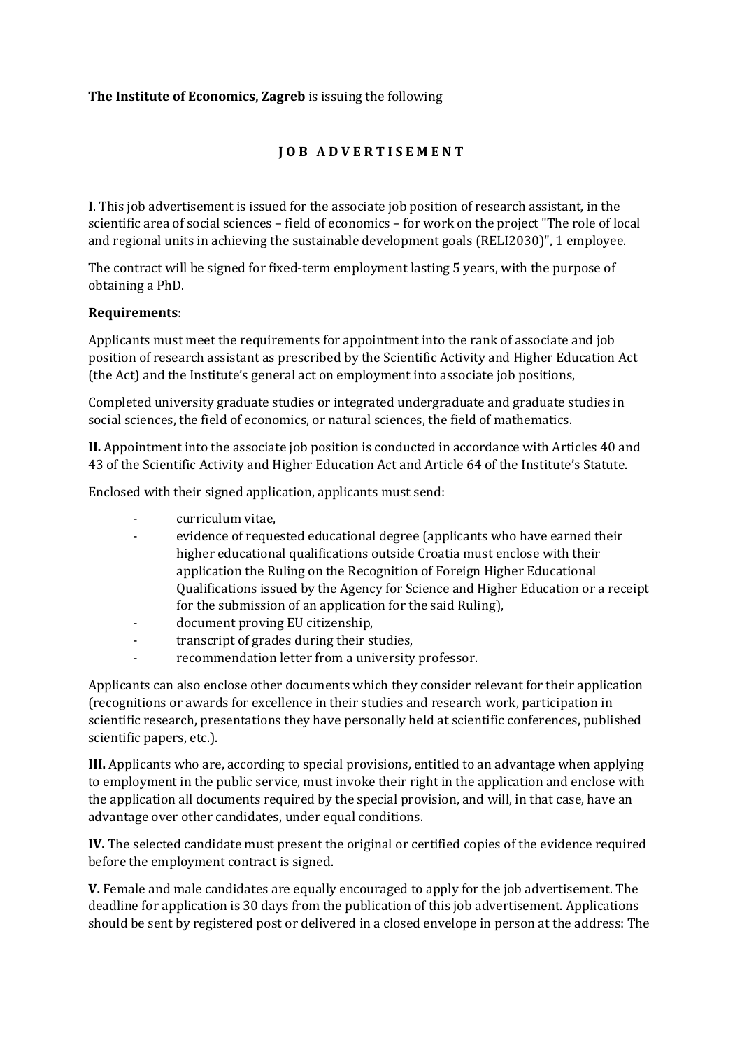**The Institute of Economics, Zagreb** is issuing the following

# J O B A D V E R T I S E M E N T

**I**. This job advertisement is issued for the associate job position of research assistant, in the scientific area of social sciences – field of economics – for work on the project "The role of local and regional units in achieving the sustainable development goals (RELI2030)", 1 employee.

The contract will be signed for fixed-term employment lasting 5 years, with the purpose of obtaining a PhD.

**Requirements**:

Applicants must meet the requirements for appointment into the rank of associate and job position of research assistant as prescribed by the Scientific Activity and Higher Education Act (the Act) and the Institute's general act on employment into associate job positions,

Completed university graduate studies or integrated undergraduate and graduate studies in social sciences, the field of economics, or natural sciences, the field of mathematics.

**II.** Appointment into the associate job position is conducted in accordance with Articles 40 and 43 of the Scientific Activity and Higher Education Act and Article 64 of the Institute's Statute.

Enclosed with their signed application, applicants must send:

- curriculum vitae,
- evidence of requested educational degree (applicants who have earned their higher educational qualifications outside Croatia must enclose with their application the Ruling on the Recognition of Foreign Higher Educational Qualifications issued by the Agency for Science and Higher Education or a receipt for the submission of an application for the said Ruling),
- document proving EU citizenship,
- transcript of grades during their studies,
- recommendation letter from a university professor.

Applicants can also enclose other documents which they consider relevant for their application (recognitions or awards for excellence in their studies and research work, participation in scientific research, presentations they have personally held at scientific conferences, published scientific papers, etc.).

**III.** Applicants who are, according to special provisions, entitled to an advantage when applying to employment in the public service, must invoke their right in the application and enclose with the application all documents required by the special provision, and will, in that case, have an advantage over other candidates, under equal conditions.

**IV.** The selected candidate must present the original or certified copies of the evidence required before the employment contract is signed.

**V.** Female and male candidates are equally encouraged to apply for the job advertisement. The deadline for application is 30 days from the publication of this job advertisement. Applications should be sent by registered post or delivered in a closed envelope in person at the address: The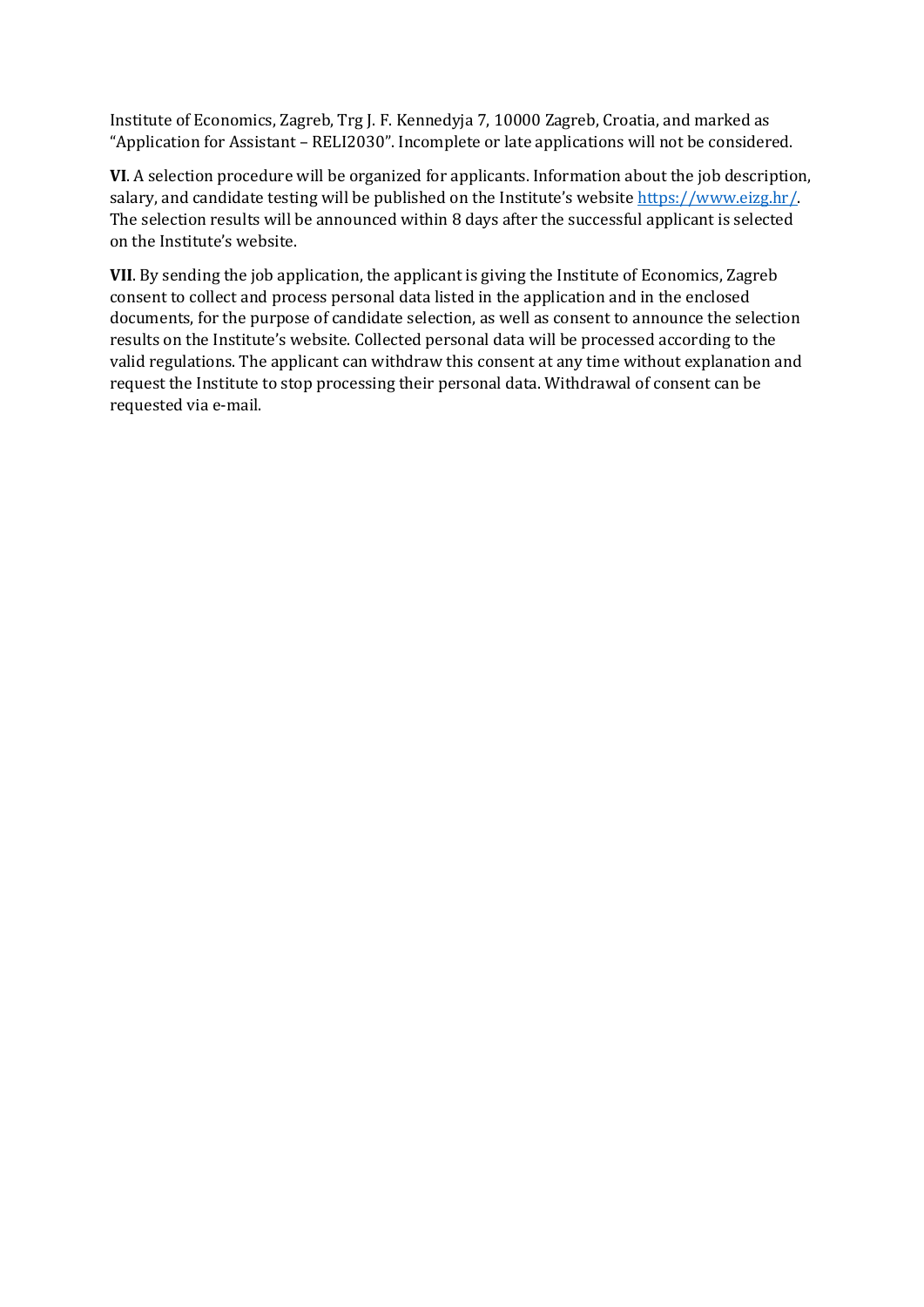Institute of Economics, Zagreb, Trg J. F. Kennedyja 7, 10000 Zagreb, Croatia, and marked as "Application for Assistant – RELI2030". Incomplete or late applications will not be considered.

**VI**. A selection procedure will be organized for applicants. Information about the job description, salary, and candidate testing will be published on the Institute's website https://www.eizg.hr/. The selection results will be announced within 8 days after the successful applicant is selected on the Institute's website.

**VII**. By sending the job application, the applicant is giving the Institute of Economics, Zagreb consent to collect and process personal data listed in the application and in the enclosed documents, for the purpose of candidate selection, as well as consent to announce the selection results on the Institute's website. Collected personal data will be processed according to the valid regulations. The applicant can withdraw this consent at any time without explanation and request the Institute to stop processing their personal data. Withdrawal of consent can be requested via e-mail.